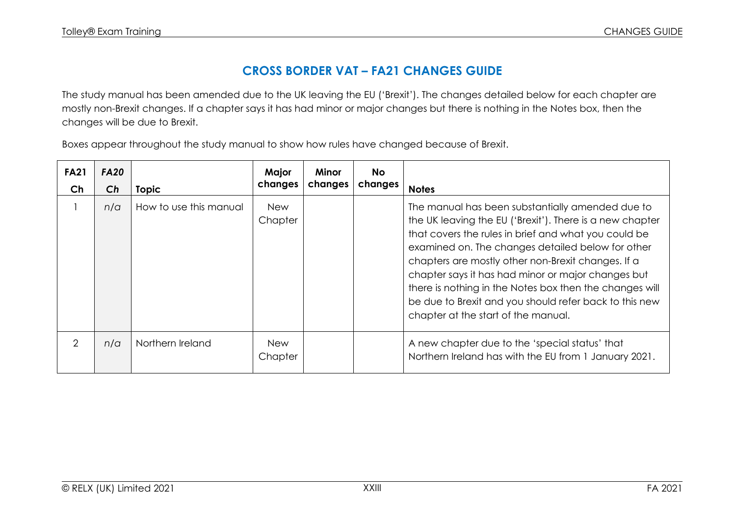# CROSS BORDER VAT – FA21 CHANGES GUIDE

The study manual has been amended due to the UK leaving the EU ('Brexit'). The changes detailed below for each chapter are mostly non-Brexit changes. If a chapter says it has had minor or major changes but there is nothing in the Notes box, then the changes will be due to Brexit.

Boxes appear throughout the study manual to show how rules have changed because of Brexit.

| FA21 Ch | *FA20 Ch* | Topic | Major changes | Minor changes | No changes | Notes |
|---|---|---|---|---|---|---|
| 1 | *n/a* | How to use this manual | New Chapter | | | The manual has been substantially amended due to the UK leaving the EU ('Brexit'). There is a new chapter that covers the rules in brief and what you could be examined on. The changes detailed below for other chapters are mostly other non-Brexit changes. If a chapter says it has had minor or major changes but there is nothing in the Notes box then the changes will be due to Brexit and you should refer back to this new chapter at the start of the manual. |
| 2 | *n/a* | Northern Ireland | New Chapter | | | A new chapter due to the 'special status' that Northern Ireland has with the EU from 1 January 2021. |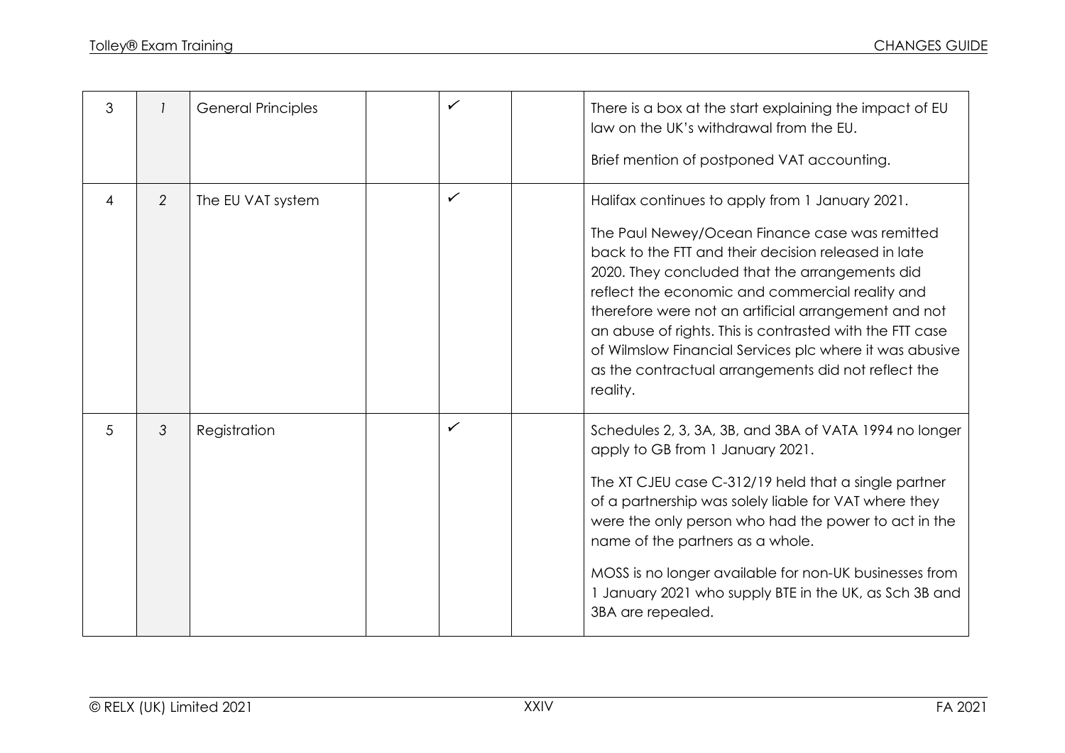| | | | | | | |
|---|---|---|---|---|---|---|
| 3 | *1* | General Principles | | ✓ | | There is a box at the start explaining the impact of EU law on the UK's withdrawal from the EU.<br><br>Brief mention of postponed VAT accounting. |
| 4 | *2* | The EU VAT system | | ✓ | | Halifax continues to apply from 1 January 2021.<br><br>The Paul Newey/Ocean Finance case was remitted back to the FTT and their decision released in late 2020. They concluded that the arrangements did reflect the economic and commercial reality and therefore were not an artificial arrangement and not an abuse of rights. This is contrasted with the FTT case of Wilmslow Financial Services plc where it was abusive as the contractual arrangements did not reflect the reality. |
| *5* | *3* | Registration | | ✓ | | Schedules 2, 3, 3A, 3B, and 3BA of VATA 1994 no longer apply to GB from 1 January 2021.<br><br>The XT CJEU case C-312/19 held that a single partner of a partnership was solely liable for VAT where they were the only person who had the power to act in the name of the partners as a whole.<br><br>MOSS is no longer available for non-UK businesses from 1 January 2021 who supply BTE in the UK, as Sch 3B and 3BA are repealed. |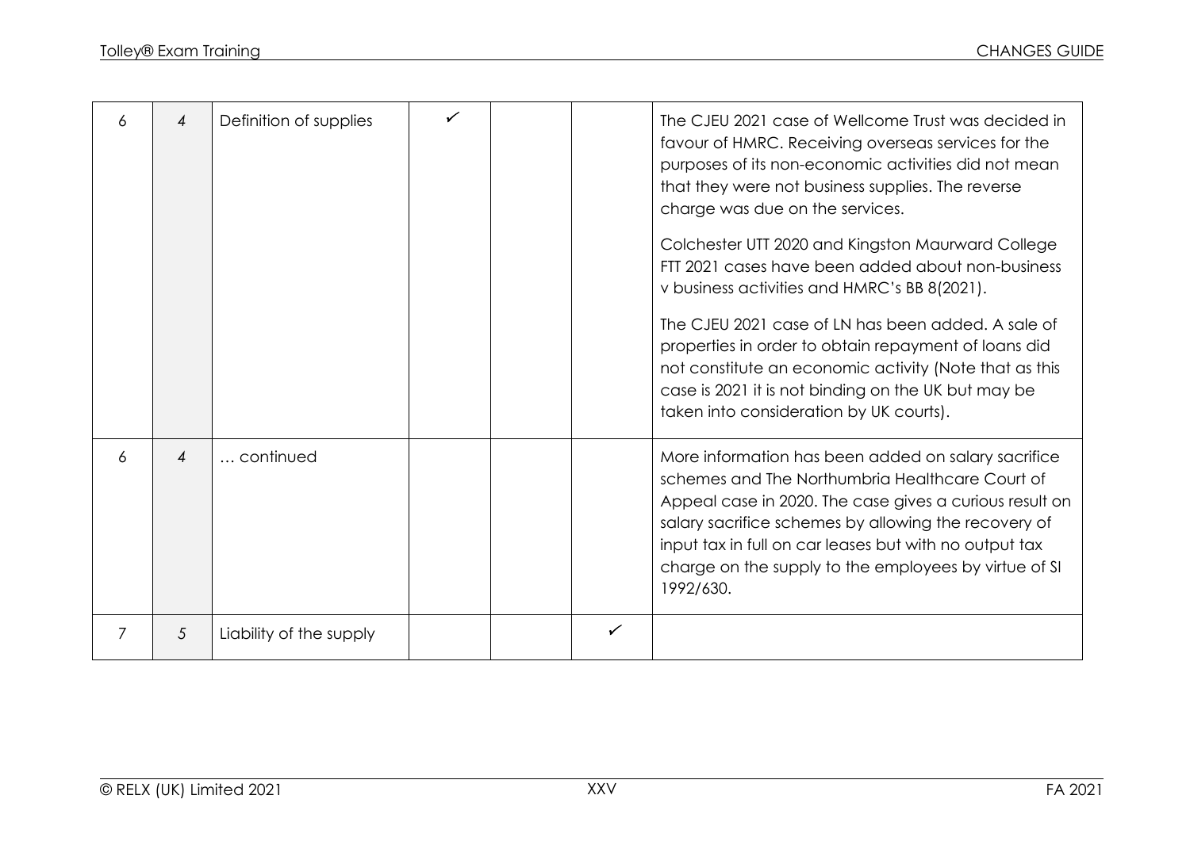| | | | | | | |
|---|---|---|---|---|---|---|
| 6 | 4 | Definition of supplies | ✓ | | | The CJEU 2021 case of Wellcome Trust was decided in favour of HMRC. Receiving overseas services for the purposes of its non-economic activities did not mean that they were not business supplies. The reverse charge was due on the services.<br><br>Colchester UTT 2020 and Kingston Maurward College FTT 2021 cases have been added about non-business v business activities and HMRC's BB 8(2021).<br><br>The CJEU 2021 case of LN has been added. A sale of properties in order to obtain repayment of loans did not constitute an economic activity (Note that as this case is 2021 it is not binding on the UK but may be taken into consideration by UK courts). |
| 6 | 4 | … continued | | | | More information has been added on salary sacrifice schemes and The Northumbria Healthcare Court of Appeal case in 2020. The case gives a curious result on salary sacrifice schemes by allowing the recovery of input tax in full on car leases but with no output tax charge on the supply to the employees by virtue of SI 1992/630. |
| 7 | 5 | Liability of the supply | | | ✓ | |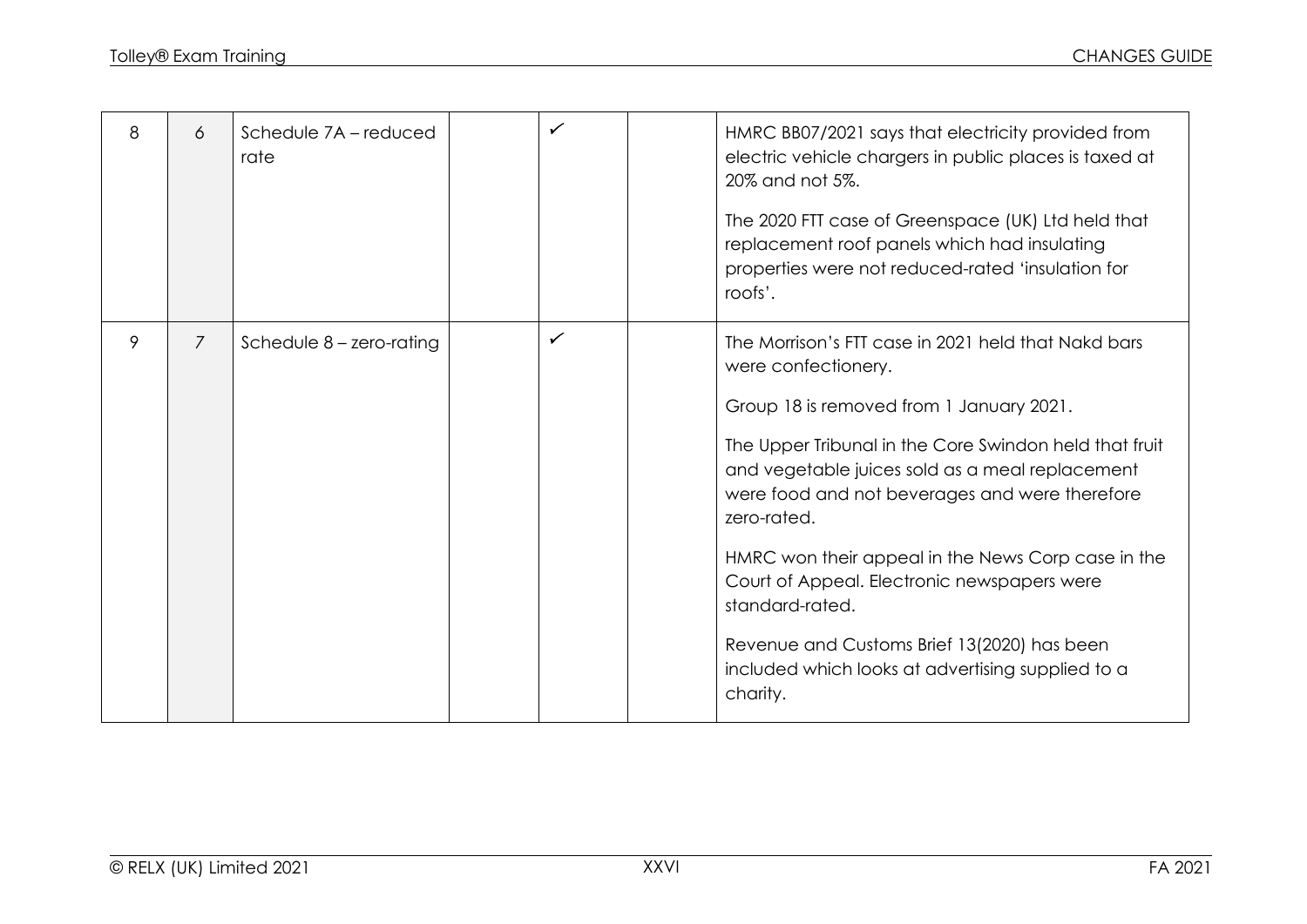| | | | | | | |
|---|---|---|---|---|---|---|
| 8 | 6 | Schedule 7A – reduced rate | | ✓ | | HMRC BB07/2021 says that electricity provided from electric vehicle chargers in public places is taxed at 20% and not 5%.<br><br>The 2020 FTT case of Greenspace (UK) Ltd held that replacement roof panels which had insulating properties were not reduced-rated 'insulation for roofs'. |
| 9 | 7 | Schedule 8 – zero-rating | | ✓ | | The Morrison's FTT case in 2021 held that Nakd bars were confectionery.<br><br>Group 18 is removed from 1 January 2021.<br><br>The Upper Tribunal in the Core Swindon held that fruit and vegetable juices sold as a meal replacement were food and not beverages and were therefore zero-rated.<br><br>HMRC won their appeal in the News Corp case in the Court of Appeal. Electronic newspapers were standard-rated.<br><br>Revenue and Customs Brief 13(2020) has been included which looks at advertising supplied to a charity. |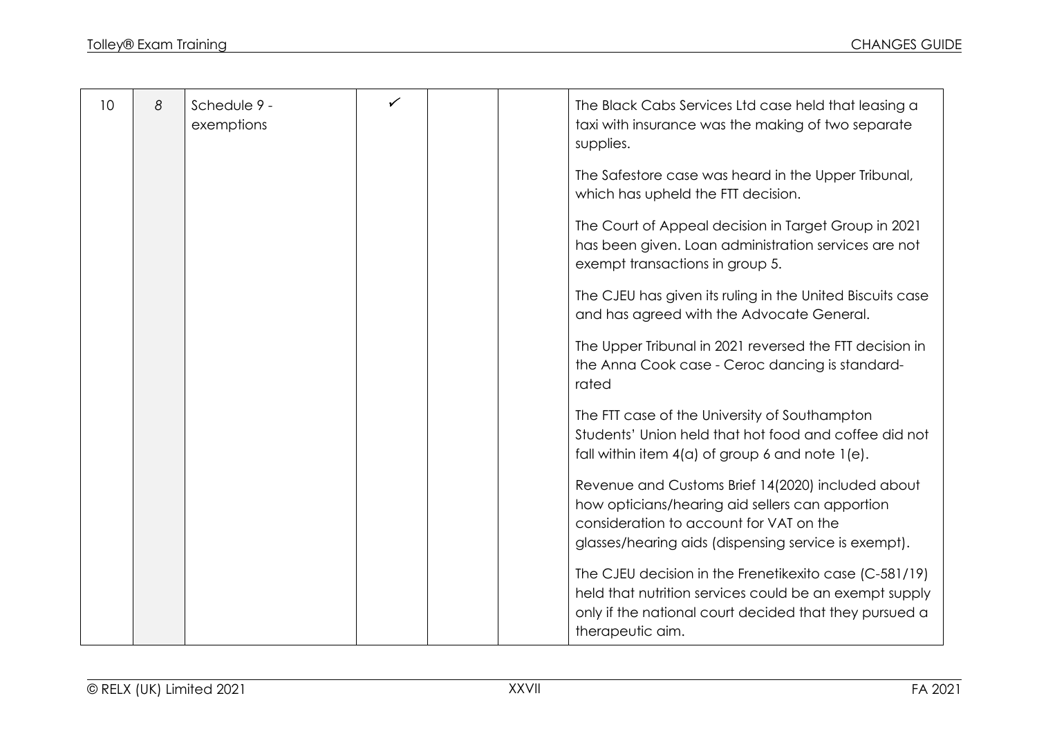| | | | | | | |
|---|---|---|---|---|---|---|
| 10 | *8* | Schedule 9 - exemptions | ✓ | | | The Black Cabs Services Ltd case held that leasing a taxi with insurance was the making of two separate supplies.<br><br>The Safestore case was heard in the Upper Tribunal, which has upheld the FTT decision.<br><br>The Court of Appeal decision in Target Group in 2021 has been given. Loan administration services are not exempt transactions in group 5.<br><br>The CJEU has given its ruling in the United Biscuits case and has agreed with the Advocate General.<br><br>The Upper Tribunal in 2021 reversed the FTT decision in the Anna Cook case - Ceroc dancing is standard-rated<br><br>The FTT case of the University of Southampton Students' Union held that hot food and coffee did not fall within item 4(a) of group 6 and note 1(e).<br><br>Revenue and Customs Brief 14(2020) included about how opticians/hearing aid sellers can apportion consideration to account for VAT on the glasses/hearing aids (dispensing service is exempt).<br><br>The CJEU decision in the Frenetikexito case (C-581/19) held that nutrition services could be an exempt supply only if the national court decided that they pursued a therapeutic aim. |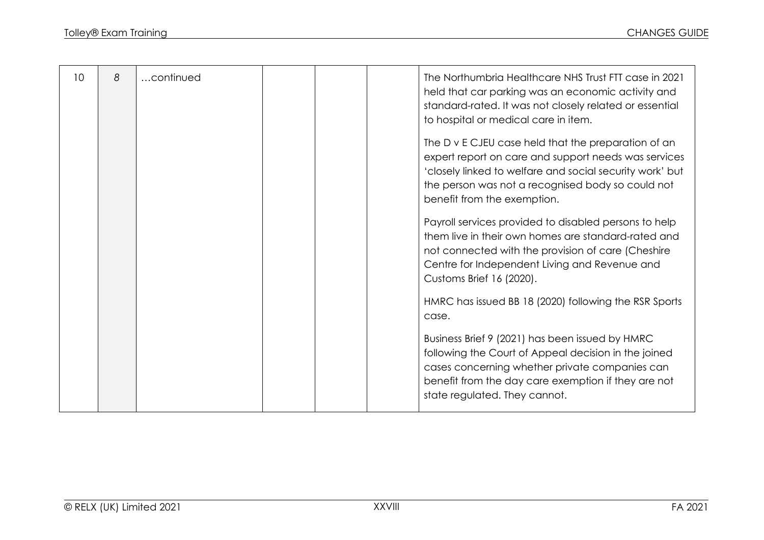| | | | | | | |
|---|---|---|---|---|---|---|
| 10 | *8* | …continued | | | | The Northumbria Healthcare NHS Trust FTT case in 2021 held that car parking was an economic activity and standard-rated. It was not closely related or essential to hospital or medical care in item.<br><br>The D v E CJEU case held that the preparation of an expert report on care and support needs was services 'closely linked to welfare and social security work' but the person was not a recognised body so could not benefit from the exemption.<br><br>Payroll services provided to disabled persons to help them live in their own homes are standard-rated and not connected with the provision of care (Cheshire Centre for Independent Living and Revenue and Customs Brief 16 (2020).<br><br>HMRC has issued BB 18 (2020) following the RSR Sports case.<br><br>Business Brief 9 (2021) has been issued by HMRC following the Court of Appeal decision in the joined cases concerning whether private companies can benefit from the day care exemption if they are not state regulated. They cannot. |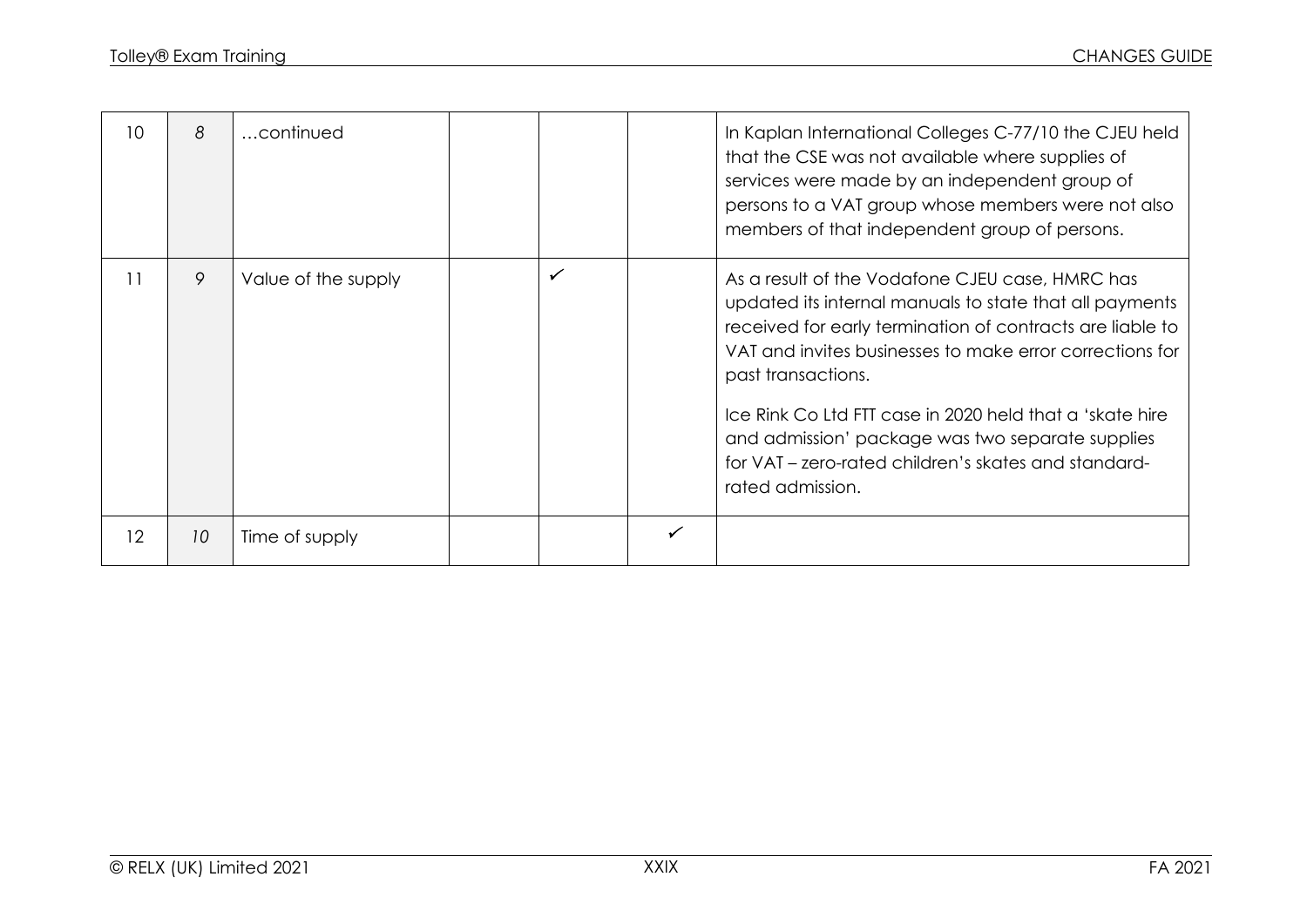| | | | | | | |
|---|---|---|---|---|---|---|
| 10 | 8 | …continued | | | | In Kaplan International Colleges C-77/10 the CJEU held that the CSE was not available where supplies of services were made by an independent group of persons to a VAT group whose members were not also members of that independent group of persons. |
| 11 | 9 | Value of the supply | | ✓ | | As a result of the Vodafone CJEU case, HMRC has updated its internal manuals to state that all payments received for early termination of contracts are liable to VAT and invites businesses to make error corrections for past transactions.<br><br>Ice Rink Co Ltd FTT case in 2020 held that a 'skate hire and admission' package was two separate supplies for VAT – zero-rated children's skates and standard-rated admission. |
| 12 | 10 | Time of supply | | | ✓ | |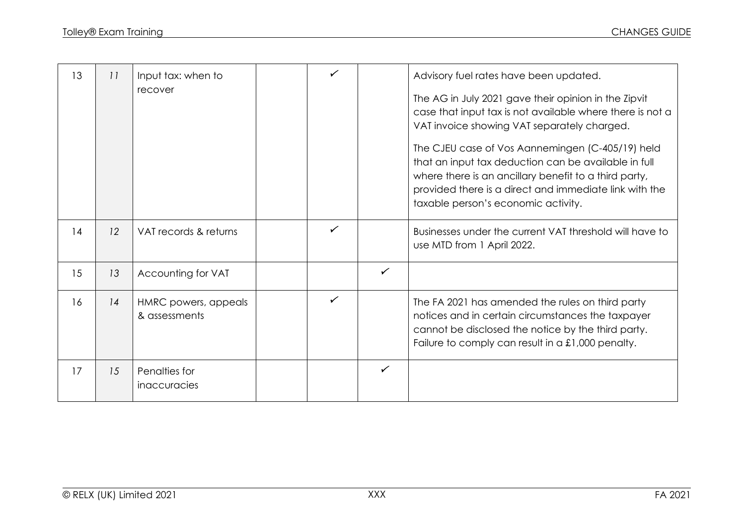| 13 | 11 | Input tax: when to recover | | ✓ | | Advisory fuel rates have been updated.<br><br>The AG in July 2021 gave their opinion in the Zipvit case that input tax is not available where there is not a VAT invoice showing VAT separately charged.<br><br>The CJEU case of Vos Aannemingen (C-405/19) held that an input tax deduction can be available in full where there is an ancillary benefit to a third party, provided there is a direct and immediate link with the taxable person's economic activity. |
|---|---|---|---|---|---|---|
| 14 | 12 | VAT records & returns | | ✓ | | Businesses under the current VAT threshold will have to use MTD from 1 April 2022. |
| 15 | 13 | Accounting for VAT | | | ✓ | |
| 16 | 14 | HMRC powers, appeals & assessments | | ✓ | | The FA 2021 has amended the rules on third party notices and in certain circumstances the taxpayer cannot be disclosed the notice by the third party. Failure to comply can result in a £1,000 penalty. |
| 17 | 15 | Penalties for inaccuracies | | | ✓ | |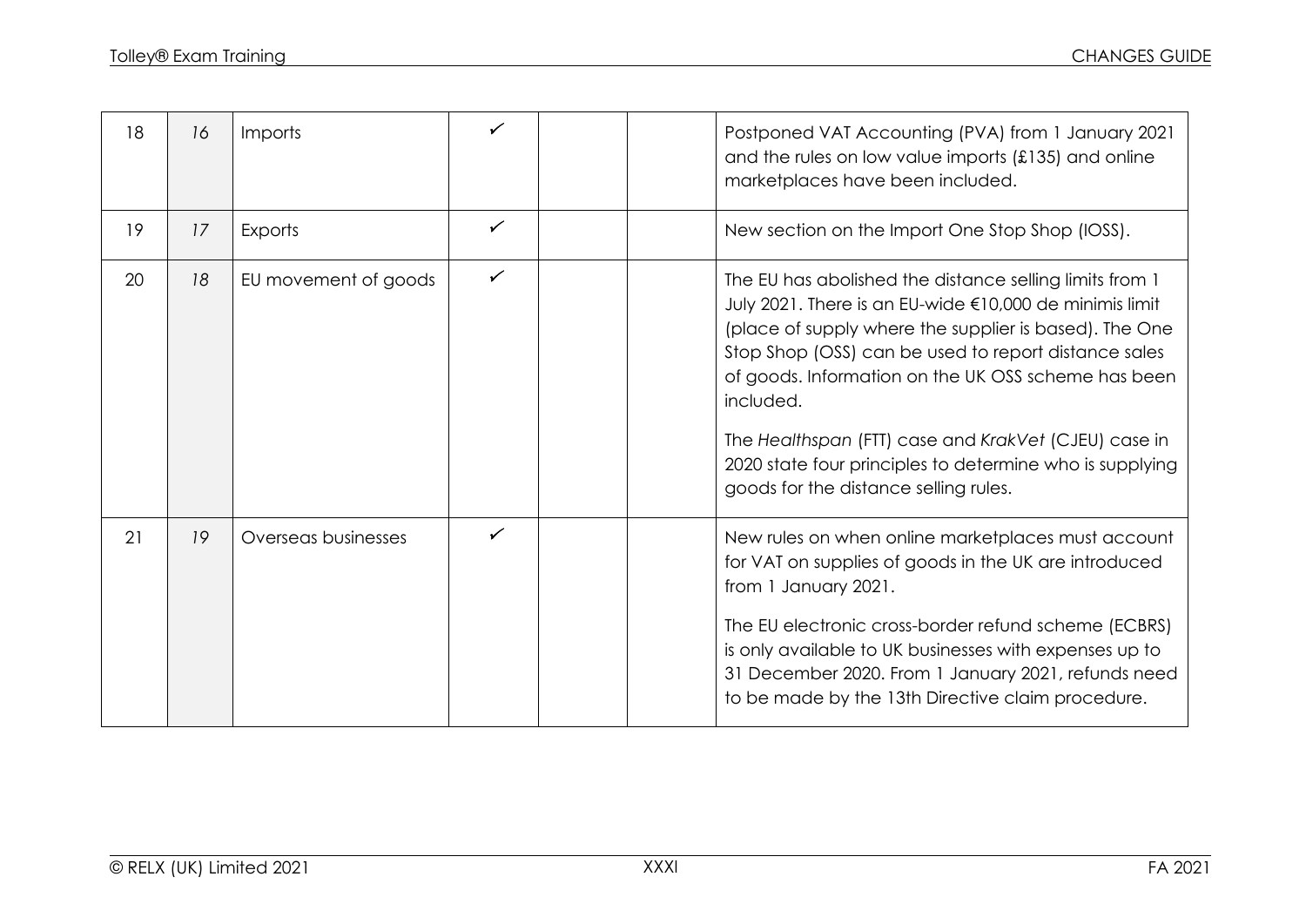| | | | | | | |
|---|---|---|---|---|---|---|
| 18 | *16* | Imports | ✓ | | | Postponed VAT Accounting (PVA) from 1 January 2021 and the rules on low value imports (£135) and online marketplaces have been included. |
| 19 | *17* | Exports | ✓ | | | New section on the Import One Stop Shop (IOSS). |
| 20 | *18* | EU movement of goods | ✓ | | | The EU has abolished the distance selling limits from 1 July 2021. There is an EU-wide €10,000 de minimis limit (place of supply where the supplier is based). The One Stop Shop (OSS) can be used to report distance sales of goods. Information on the UK OSS scheme has been included.<br><br>The *Healthspan* (FTT) case and *KrakVet* (CJEU) case in 2020 state four principles to determine who is supplying goods for the distance selling rules. |
| 21 | *19* | Overseas businesses | ✓ | | | New rules on when online marketplaces must account for VAT on supplies of goods in the UK are introduced from 1 January 2021.<br><br>The EU electronic cross-border refund scheme (ECBRS) is only available to UK businesses with expenses up to 31 December 2020. From 1 January 2021, refunds need to be made by the 13th Directive claim procedure. |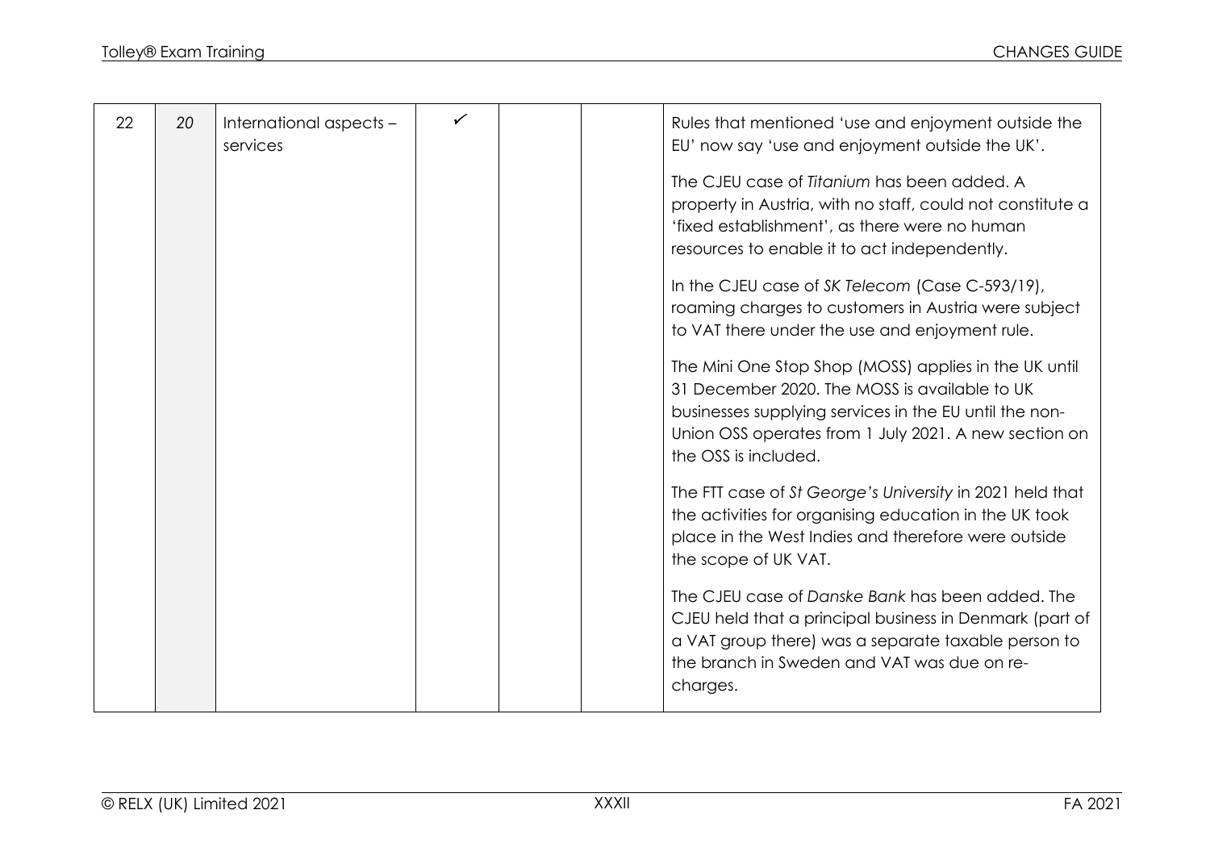| | | | | | | |
|---|---|---|---|---|---|---|
| 22 | 20 | International aspects – services | ✓ | | | Rules that mentioned 'use and enjoyment outside the EU' now say 'use and enjoyment outside the UK'.<br><br>The CJEU case of *Titanium* has been added. A property in Austria, with no staff, could not constitute a 'fixed establishment', as there were no human resources to enable it to act independently.<br><br>In the CJEU case of *SK Telecom* (Case C-593/19), roaming charges to customers in Austria were subject to VAT there under the use and enjoyment rule.<br><br>The Mini One Stop Shop (MOSS) applies in the UK until 31 December 2020. The MOSS is available to UK businesses supplying services in the EU until the non-Union OSS operates from 1 July 2021. A new section on the OSS is included.<br><br>The FTT case of *St George's University* in 2021 held that the activities for organising education in the UK took place in the West Indies and therefore were outside the scope of UK VAT.<br><br>The CJEU case of *Danske Bank* has been added. The CJEU held that a principal business in Denmark (part of a VAT group there) was a separate taxable person to the branch in Sweden and VAT was due on re-charges. |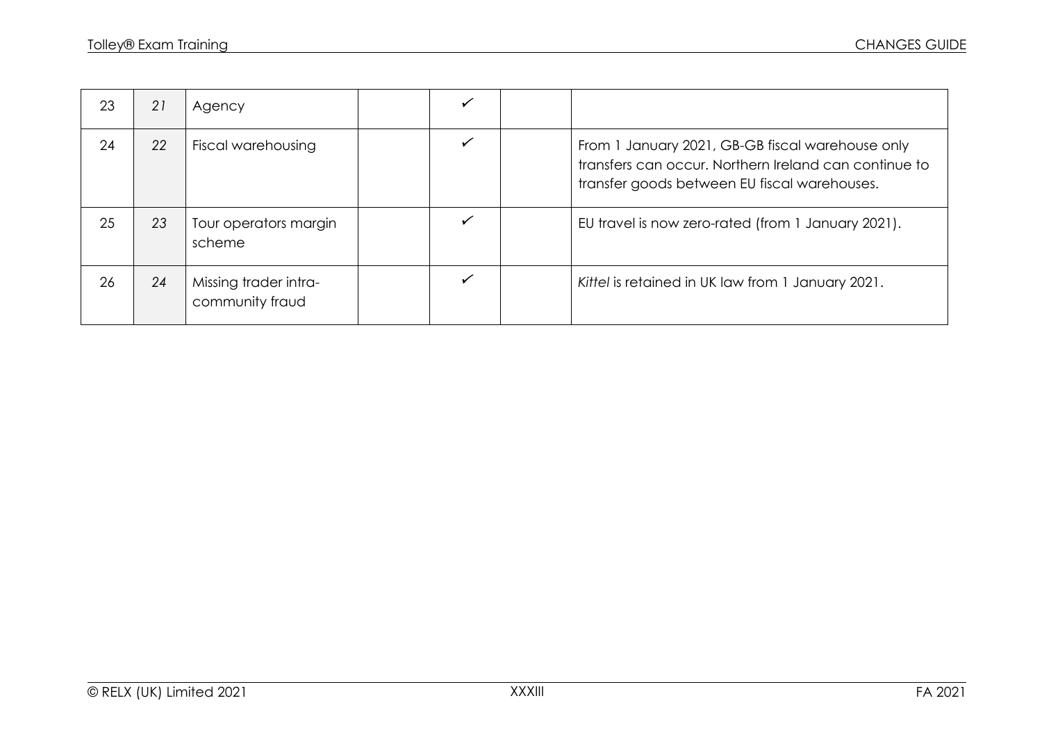| | | | | | | |
|---|---|---|---|---|---|---|
| 23 | 21 | Agency | | ✓ | | |
| 24 | 22 | Fiscal warehousing | | ✓ | | From 1 January 2021, GB-GB fiscal warehouse only transfers can occur. Northern Ireland can continue to transfer goods between EU fiscal warehouses. |
| 25 | 23 | Tour operators margin scheme | | ✓ | | EU travel is now zero-rated (from 1 January 2021). |
| 26 | 24 | Missing trader intra-community fraud | | ✓ | | *Kittel* is retained in UK law from 1 January 2021. |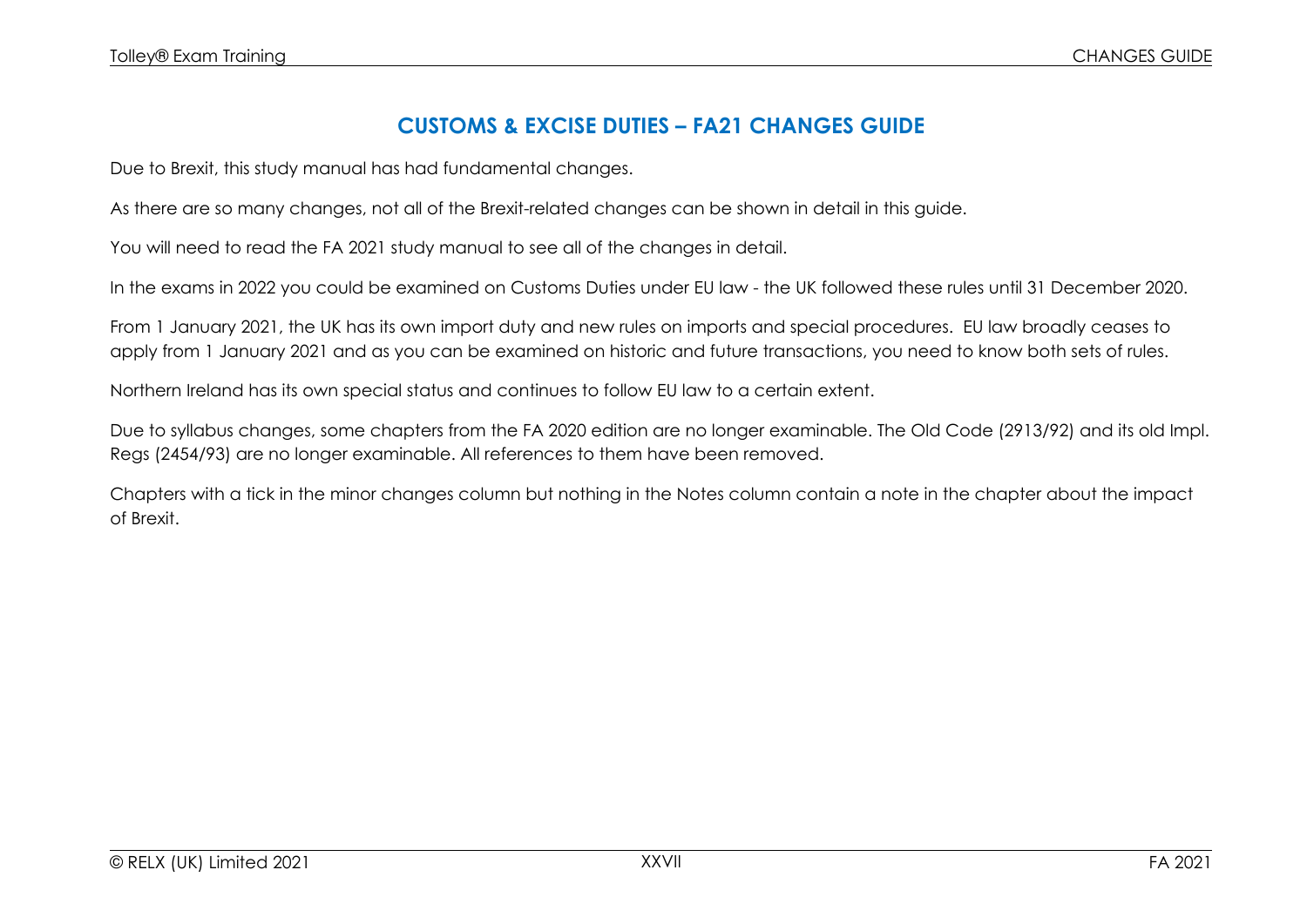## CUSTOMS & EXCISE DUTIES – FA21 CHANGES GUIDE

Due to Brexit, this study manual has had fundamental changes.

As there are so many changes, not all of the Brexit-related changes can be shown in detail in this guide.

You will need to read the FA 2021 study manual to see all of the changes in detail.

In the exams in 2022 you could be examined on Customs Duties under EU law - the UK followed these rules until 31 December 2020.

From 1 January 2021, the UK has its own import duty and new rules on imports and special procedures. EU law broadly ceases to apply from 1 January 2021 and as you can be examined on historic and future transactions, you need to know both sets of rules.

Northern Ireland has its own special status and continues to follow EU law to a certain extent.

Due to syllabus changes, some chapters from the FA 2020 edition are no longer examinable. The Old Code (2913/92) and its old Impl. Regs (2454/93) are no longer examinable. All references to them have been removed.

Chapters with a tick in the minor changes column but nothing in the Notes column contain a note in the chapter about the impact of Brexit.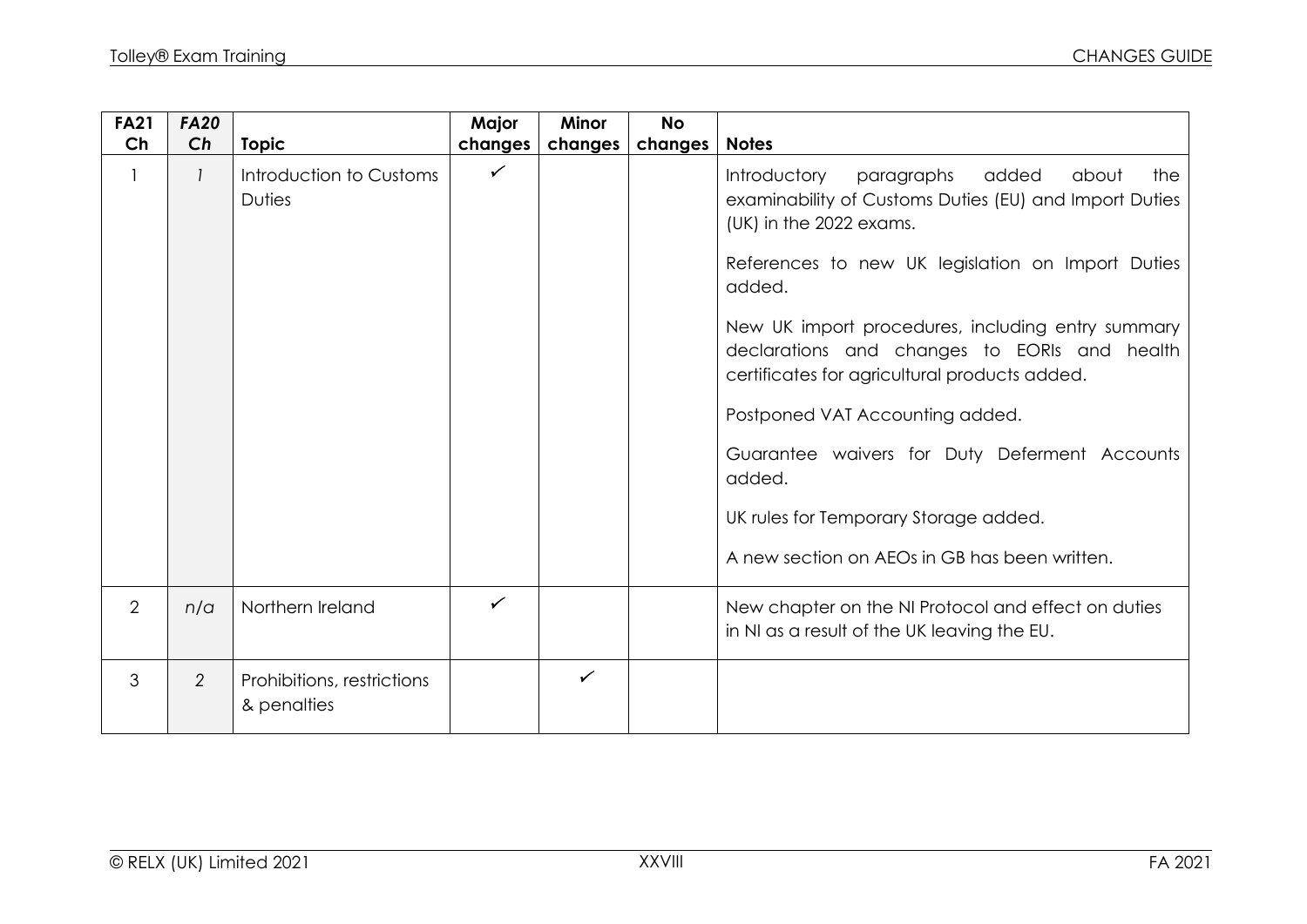| FA21 Ch | *FA20 Ch* | Topic | Major changes | Minor changes | No changes | Notes |
|---|---|---|---|---|---|---|
| 1 | *1* | Introduction to Customs Duties | ✓ | | | Introductory paragraphs added about the examinability of Customs Duties (EU) and Import Duties (UK) in the 2022 exams.<br><br>References to new UK legislation on Import Duties added.<br><br>New UK import procedures, including entry summary declarations and changes to EORIs and health certificates for agricultural products added.<br><br>Postponed VAT Accounting added.<br><br>Guarantee waivers for Duty Deferment Accounts added.<br><br>UK rules for Temporary Storage added.<br><br>A new section on AEOs in GB has been written. |
| 2 | *n/a* | Northern Ireland | ✓ | | | New chapter on the NI Protocol and effect on duties in NI as a result of the UK leaving the EU. |
| 3 | *2* | Prohibitions, restrictions & penalties | | ✓ | | |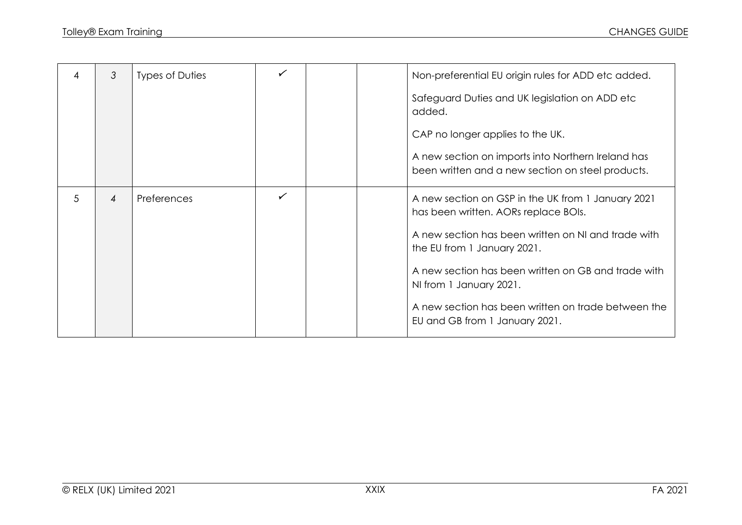| | | | | | | |
|---|---|---|---|---|---|---|
| 4 | *3* | Types of Duties | ✓ | | | Non-preferential EU origin rules for ADD etc added.<br><br>Safeguard Duties and UK legislation on ADD etc added.<br><br>CAP no longer applies to the UK.<br><br>A new section on imports into Northern Ireland has been written and a new section on steel products. |
| 5 | *4* | Preferences | ✓ | | | A new section on GSP in the UK from 1 January 2021 has been written. AORs replace BOIs.<br><br>A new section has been written on NI and trade with the EU from 1 January 2021.<br><br>A new section has been written on GB and trade with NI from 1 January 2021.<br><br>A new section has been written on trade between the EU and GB from 1 January 2021. |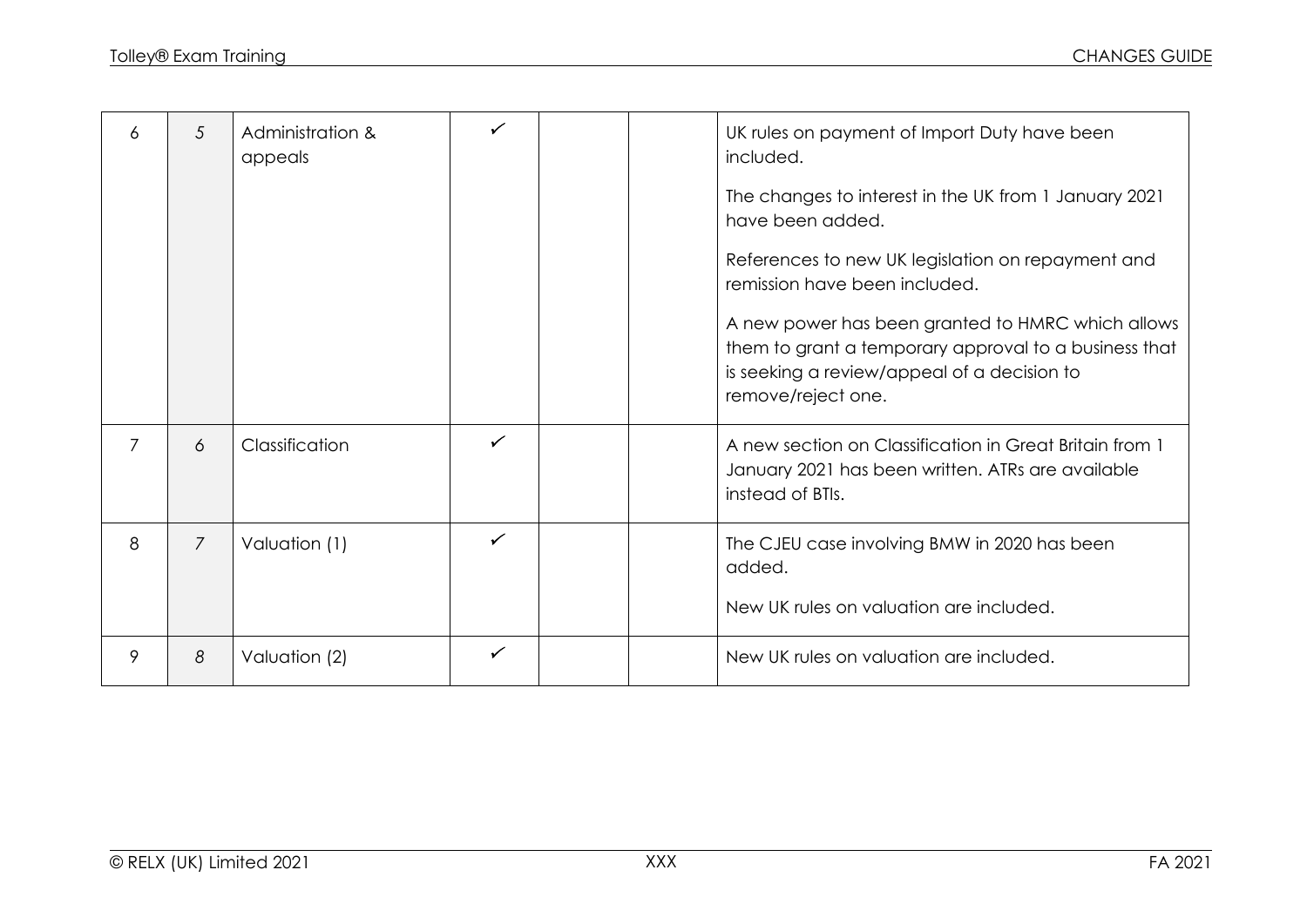| | | | | | | |
|---|---|---|---|---|---|---|
| 6 | 5 | Administration & appeals | ✓ | | | UK rules on payment of Import Duty have been included.<br><br>The changes to interest in the UK from 1 January 2021 have been added.<br><br>References to new UK legislation on repayment and remission have been included.<br><br>A new power has been granted to HMRC which allows them to grant a temporary approval to a business that is seeking a review/appeal of a decision to remove/reject one. |
| 7 | 6 | Classification | ✓ | | | A new section on Classification in Great Britain from 1 January 2021 has been written. ATRs are available instead of BTIs. |
| 8 | 7 | Valuation (1) | ✓ | | | The CJEU case involving BMW in 2020 has been added.<br><br>New UK rules on valuation are included. |
| 9 | 8 | Valuation (2) | ✓ | | | New UK rules on valuation are included. |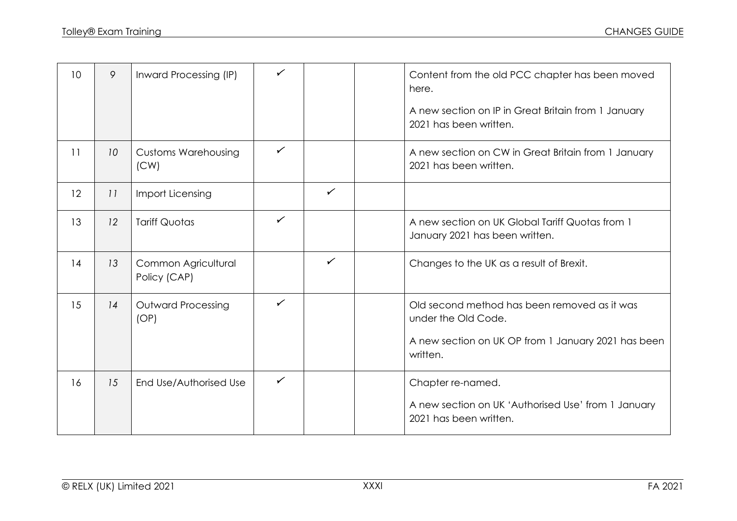| | | | | | | |
|---|---|---|---|---|---|---|
| 10 | 9 | Inward Processing (IP) | ✓ | | | Content from the old PCC chapter has been moved here.<br><br>A new section on IP in Great Britain from 1 January 2021 has been written. |
| 11 | 10 | Customs Warehousing (CW) | ✓ | | | A new section on CW in Great Britain from 1 January 2021 has been written. |
| 12 | 11 | Import Licensing | | ✓ | | |
| 13 | 12 | Tariff Quotas | ✓ | | | A new section on UK Global Tariff Quotas from 1 January 2021 has been written. |
| 14 | 13 | Common Agricultural Policy (CAP) | | ✓ | | Changes to the UK as a result of Brexit. |
| 15 | 14 | Outward Processing (OP) | ✓ | | | Old second method has been removed as it was under the Old Code.<br><br>A new section on UK OP from 1 January 2021 has been written. |
| 16 | 15 | End Use/Authorised Use | ✓ | | | Chapter re-named.<br><br>A new section on UK 'Authorised Use' from 1 January 2021 has been written. |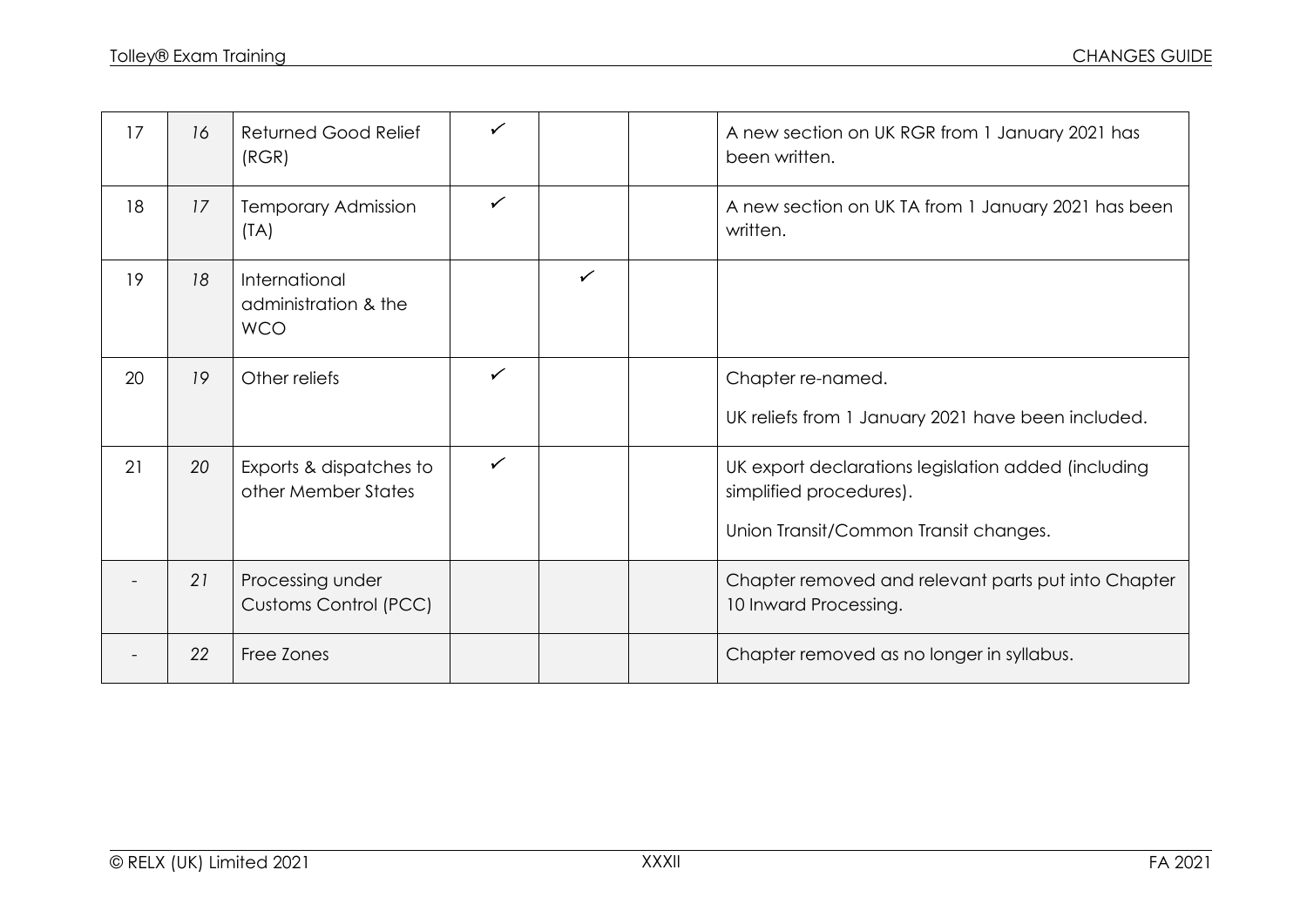| 17 | 16 | Returned Good Relief (RGR) | ✓ | | | A new section on UK RGR from 1 January 2021 has been written. |
|---|---|---|---|---|---|---|
| 18 | 17 | Temporary Admission (TA) | ✓ | | | A new section on UK TA from 1 January 2021 has been written. |
| 19 | 18 | International administration & the WCO | | ✓ | | |
| 20 | 19 | Other reliefs | ✓ | | | Chapter re-named.<br><br>UK reliefs from 1 January 2021 have been included. |
| 21 | 20 | Exports & dispatches to other Member States | ✓ | | | UK export declarations legislation added (including simplified procedures).<br><br>Union Transit/Common Transit changes. |
| - | 21 | Processing under Customs Control (PCC) | | | | Chapter removed and relevant parts put into Chapter 10 Inward Processing. |
| - | 22 | Free Zones | | | | Chapter removed as no longer in syllabus. |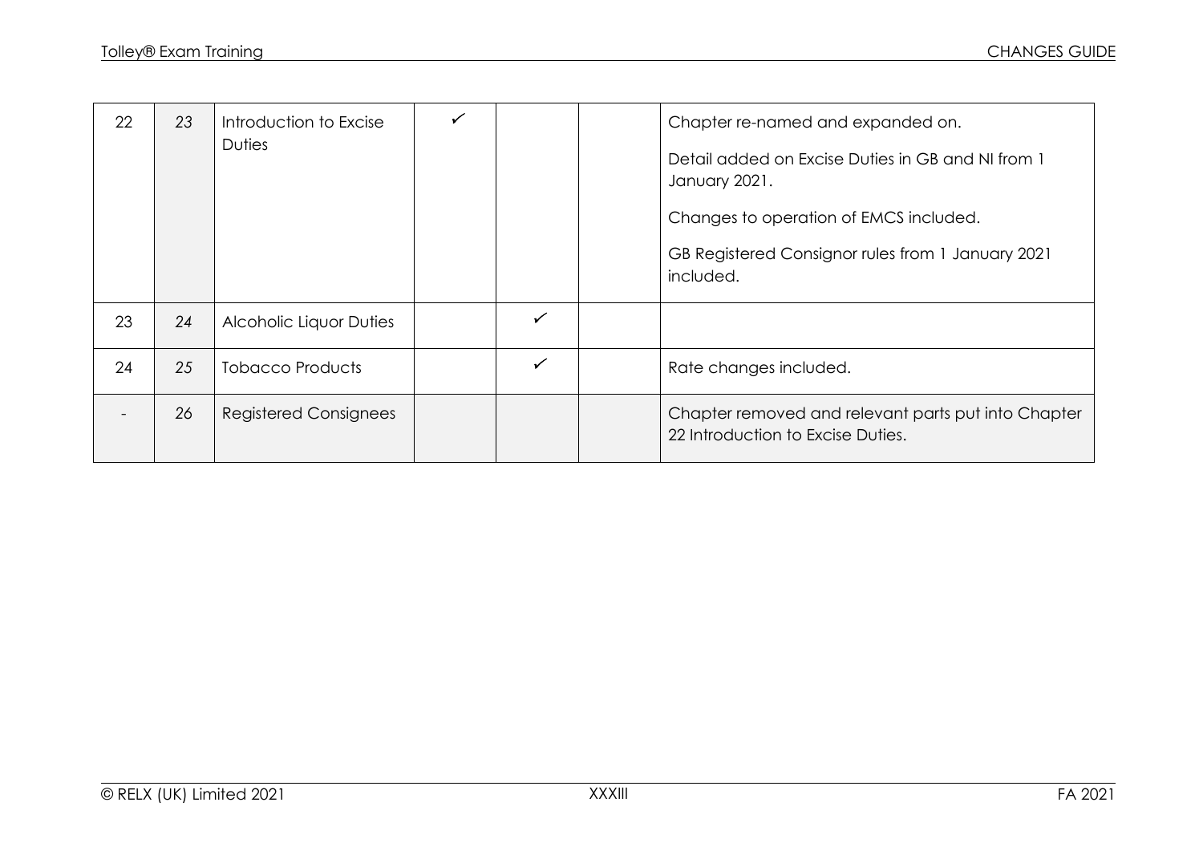| | | | | | | |
|---|---|---|---|---|---|---|
| 22 | 23 | Introduction to Excise Duties | ✓ | | | Chapter re-named and expanded on.<br><br>Detail added on Excise Duties in GB and NI from 1 January 2021.<br><br>Changes to operation of EMCS included.<br><br>GB Registered Consignor rules from 1 January 2021 included. |
| 23 | 24 | Alcoholic Liquor Duties | | ✓ | | |
| 24 | 25 | Tobacco Products | | ✓ | | Rate changes included. |
| - | 26 | Registered Consignees | | | | Chapter removed and relevant parts put into Chapter 22 Introduction to Excise Duties. |